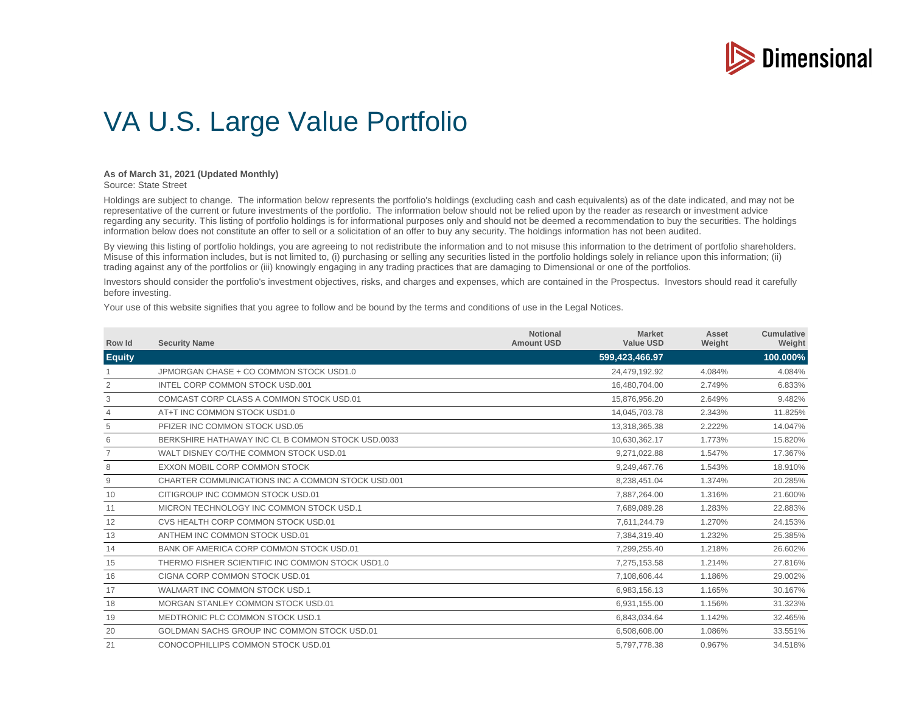Dimensional

# VA U.S. Large Value Portfolio

**As of March 31, 2021 (Updated Monthly)**
Source: State Street

Holdings are subject to change. The information below represents the portfolio's holdings (excluding cash and cash equivalents) as of the date indicated, and may not be representative of the current or future investments of the portfolio. The information below should not be relied upon by the reader as research or investment advice regarding any security. This listing of portfolio holdings is for informational purposes only and should not be deemed a recommendation to buy the securities. The holdings information below does not constitute an offer to sell or a solicitation of an offer to buy any security. The holdings information has not been audited.

By viewing this listing of portfolio holdings, you are agreeing to not redistribute the information and to not misuse this information to the detriment of portfolio shareholders. Misuse of this information includes, but is not limited to, (i) purchasing or selling any securities listed in the portfolio holdings solely in reliance upon this information; (ii) trading against any of the portfolios or (iii) knowingly engaging in any trading practices that are damaging to Dimensional or one of the portfolios.

Investors should consider the portfolio's investment objectives, risks, and charges and expenses, which are contained in the Prospectus. Investors should read it carefully before investing.

Your use of this website signifies that you agree to follow and be bound by the terms and conditions of use in the Legal Notices.

| Row Id | Security Name | Notional Amount USD | Market Value USD | Asset Weight | Cumulative Weight |
|---|---|---|---|---|---|
| **Equity** | | | **599,423,466.97** | | **100.000%** |
| 1 | JPMORGAN CHASE + CO COMMON STOCK USD1.0 | | 24,479,192.92 | 4.084% | 4.084% |
| 2 | INTEL CORP COMMON STOCK USD.001 | | 16,480,704.00 | 2.749% | 6.833% |
| 3 | COMCAST CORP CLASS A COMMON STOCK USD.01 | | 15,876,956.20 | 2.649% | 9.482% |
| 4 | AT+T INC COMMON STOCK USD1.0 | | 14,045,703.78 | 2.343% | 11.825% |
| 5 | PFIZER INC COMMON STOCK USD.05 | | 13,318,365.38 | 2.222% | 14.047% |
| 6 | BERKSHIRE HATHAWAY INC CL B COMMON STOCK USD.0033 | | 10,630,362.17 | 1.773% | 15.820% |
| 7 | WALT DISNEY CO/THE COMMON STOCK USD.01 | | 9,271,022.88 | 1.547% | 17.367% |
| 8 | EXXON MOBIL CORP COMMON STOCK | | 9,249,467.76 | 1.543% | 18.910% |
| 9 | CHARTER COMMUNICATIONS INC A COMMON STOCK USD.001 | | 8,238,451.04 | 1.374% | 20.285% |
| 10 | CITIGROUP INC COMMON STOCK USD.01 | | 7,887,264.00 | 1.316% | 21.600% |
| 11 | MICRON TECHNOLOGY INC COMMON STOCK USD.1 | | 7,689,089.28 | 1.283% | 22.883% |
| 12 | CVS HEALTH CORP COMMON STOCK USD.01 | | 7,611,244.79 | 1.270% | 24.153% |
| 13 | ANTHEM INC COMMON STOCK USD.01 | | 7,384,319.40 | 1.232% | 25.385% |
| 14 | BANK OF AMERICA CORP COMMON STOCK USD.01 | | 7,299,255.40 | 1.218% | 26.602% |
| 15 | THERMO FISHER SCIENTIFIC INC COMMON STOCK USD1.0 | | 7,275,153.58 | 1.214% | 27.816% |
| 16 | CIGNA CORP COMMON STOCK USD.01 | | 7,108,606.44 | 1.186% | 29.002% |
| 17 | WALMART INC COMMON STOCK USD.1 | | 6,983,156.13 | 1.165% | 30.167% |
| 18 | MORGAN STANLEY COMMON STOCK USD.01 | | 6,931,155.00 | 1.156% | 31.323% |
| 19 | MEDTRONIC PLC COMMON STOCK USD.1 | | 6,843,034.64 | 1.142% | 32.465% |
| 20 | GOLDMAN SACHS GROUP INC COMMON STOCK USD.01 | | 6,508,608.00 | 1.086% | 33.551% |
| 21 | CONOCOPHILLIPS COMMON STOCK USD.01 | | 5,797,778.38 | 0.967% | 34.518% |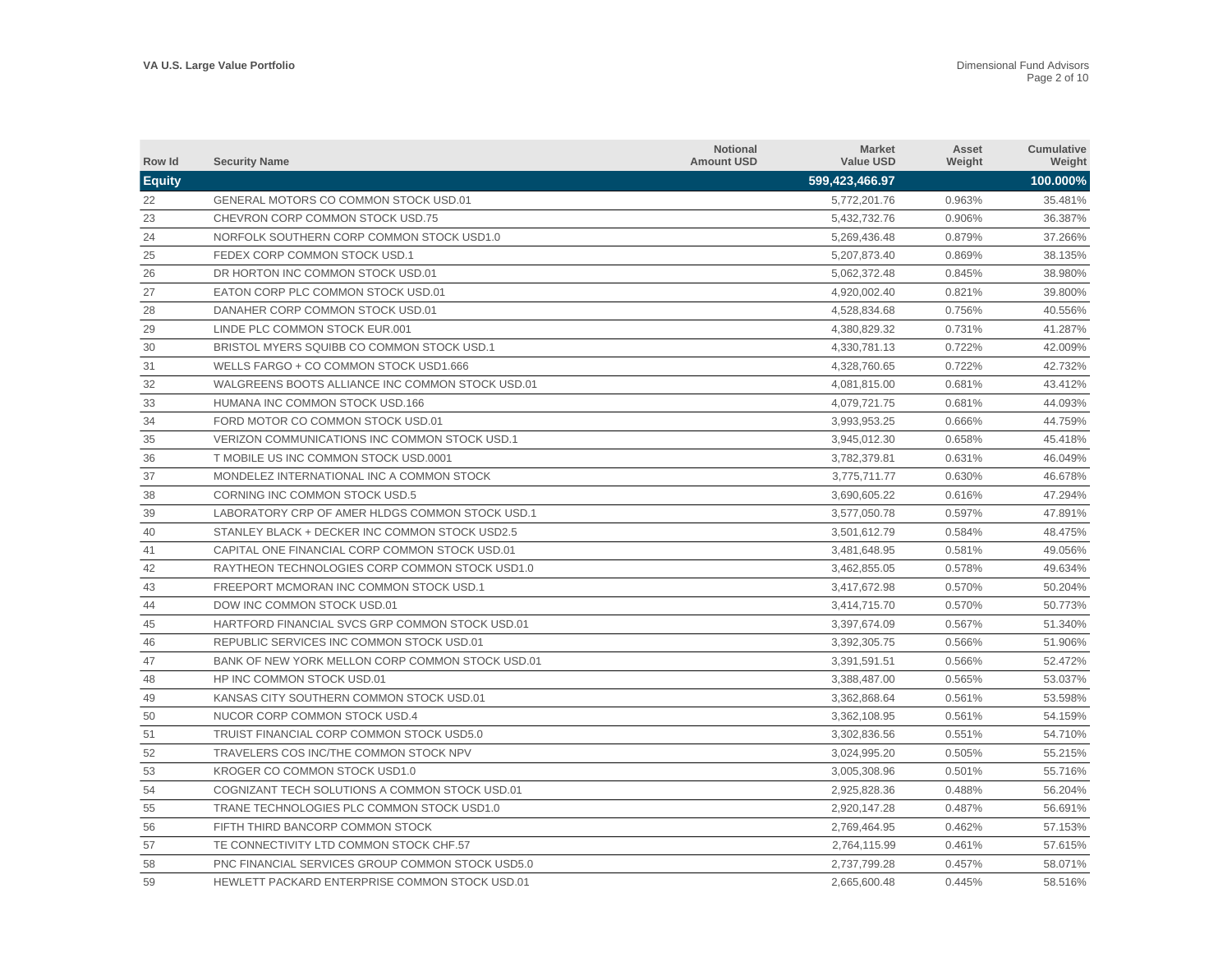| Row Id | Security Name | Notional Amount USD | Market Value USD | Asset Weight | Cumulative Weight |
|---|---|---|---|---|---|
| **Equity** | | | **599,423,466.97** | | **100.000%** |
| 22 | GENERAL MOTORS CO COMMON STOCK USD.01 | | 5,772,201.76 | 0.963% | 35.481% |
| 23 | CHEVRON CORP COMMON STOCK USD.75 | | 5,432,732.76 | 0.906% | 36.387% |
| 24 | NORFOLK SOUTHERN CORP COMMON STOCK USD1.0 | | 5,269,436.48 | 0.879% | 37.266% |
| 25 | FEDEX CORP COMMON STOCK USD.1 | | 5,207,873.40 | 0.869% | 38.135% |
| 26 | DR HORTON INC COMMON STOCK USD.01 | | 5,062,372.48 | 0.845% | 38.980% |
| 27 | EATON CORP PLC COMMON STOCK USD.01 | | 4,920,002.40 | 0.821% | 39.800% |
| 28 | DANAHER CORP COMMON STOCK USD.01 | | 4,528,834.68 | 0.756% | 40.556% |
| 29 | LINDE PLC COMMON STOCK EUR.001 | | 4,380,829.32 | 0.731% | 41.287% |
| 30 | BRISTOL MYERS SQUIBB CO COMMON STOCK USD.1 | | 4,330,781.13 | 0.722% | 42.009% |
| 31 | WELLS FARGO + CO COMMON STOCK USD1.666 | | 4,328,760.65 | 0.722% | 42.732% |
| 32 | WALGREENS BOOTS ALLIANCE INC COMMON STOCK USD.01 | | 4,081,815.00 | 0.681% | 43.412% |
| 33 | HUMANA INC COMMON STOCK USD.166 | | 4,079,721.75 | 0.681% | 44.093% |
| 34 | FORD MOTOR CO COMMON STOCK USD.01 | | 3,993,953.25 | 0.666% | 44.759% |
| 35 | VERIZON COMMUNICATIONS INC COMMON STOCK USD.1 | | 3,945,012.30 | 0.658% | 45.418% |
| 36 | T MOBILE US INC COMMON STOCK USD.0001 | | 3,782,379.81 | 0.631% | 46.049% |
| 37 | MONDELEZ INTERNATIONAL INC A COMMON STOCK | | 3,775,711.77 | 0.630% | 46.678% |
| 38 | CORNING INC COMMON STOCK USD.5 | | 3,690,605.22 | 0.616% | 47.294% |
| 39 | LABORATORY CRP OF AMER HLDGS COMMON STOCK USD.1 | | 3,577,050.78 | 0.597% | 47.891% |
| 40 | STANLEY BLACK + DECKER INC COMMON STOCK USD2.5 | | 3,501,612.79 | 0.584% | 48.475% |
| 41 | CAPITAL ONE FINANCIAL CORP COMMON STOCK USD.01 | | 3,481,648.95 | 0.581% | 49.056% |
| 42 | RAYTHEON TECHNOLOGIES CORP COMMON STOCK USD1.0 | | 3,462,855.05 | 0.578% | 49.634% |
| 43 | FREEPORT MCMORAN INC COMMON STOCK USD.1 | | 3,417,672.98 | 0.570% | 50.204% |
| 44 | DOW INC COMMON STOCK USD.01 | | 3,414,715.70 | 0.570% | 50.773% |
| 45 | HARTFORD FINANCIAL SVCS GRP COMMON STOCK USD.01 | | 3,397,674.09 | 0.567% | 51.340% |
| 46 | REPUBLIC SERVICES INC COMMON STOCK USD.01 | | 3,392,305.75 | 0.566% | 51.906% |
| 47 | BANK OF NEW YORK MELLON CORP COMMON STOCK USD.01 | | 3,391,591.51 | 0.566% | 52.472% |
| 48 | HP INC COMMON STOCK USD.01 | | 3,388,487.00 | 0.565% | 53.037% |
| 49 | KANSAS CITY SOUTHERN COMMON STOCK USD.01 | | 3,362,868.64 | 0.561% | 53.598% |
| 50 | NUCOR CORP COMMON STOCK USD.4 | | 3,362,108.95 | 0.561% | 54.159% |
| 51 | TRUIST FINANCIAL CORP COMMON STOCK USD5.0 | | 3,302,836.56 | 0.551% | 54.710% |
| 52 | TRAVELERS COS INC/THE COMMON STOCK NPV | | 3,024,995.20 | 0.505% | 55.215% |
| 53 | KROGER CO COMMON STOCK USD1.0 | | 3,005,308.96 | 0.501% | 55.716% |
| 54 | COGNIZANT TECH SOLUTIONS A COMMON STOCK USD.01 | | 2,925,828.36 | 0.488% | 56.204% |
| 55 | TRANE TECHNOLOGIES PLC COMMON STOCK USD1.0 | | 2,920,147.28 | 0.487% | 56.691% |
| 56 | FIFTH THIRD BANCORP COMMON STOCK | | 2,769,464.95 | 0.462% | 57.153% |
| 57 | TE CONNECTIVITY LTD COMMON STOCK CHF.57 | | 2,764,115.99 | 0.461% | 57.615% |
| 58 | PNC FINANCIAL SERVICES GROUP COMMON STOCK USD5.0 | | 2,737,799.28 | 0.457% | 58.071% |
| 59 | HEWLETT PACKARD ENTERPRISE COMMON STOCK USD.01 | | 2,665,600.48 | 0.445% | 58.516% |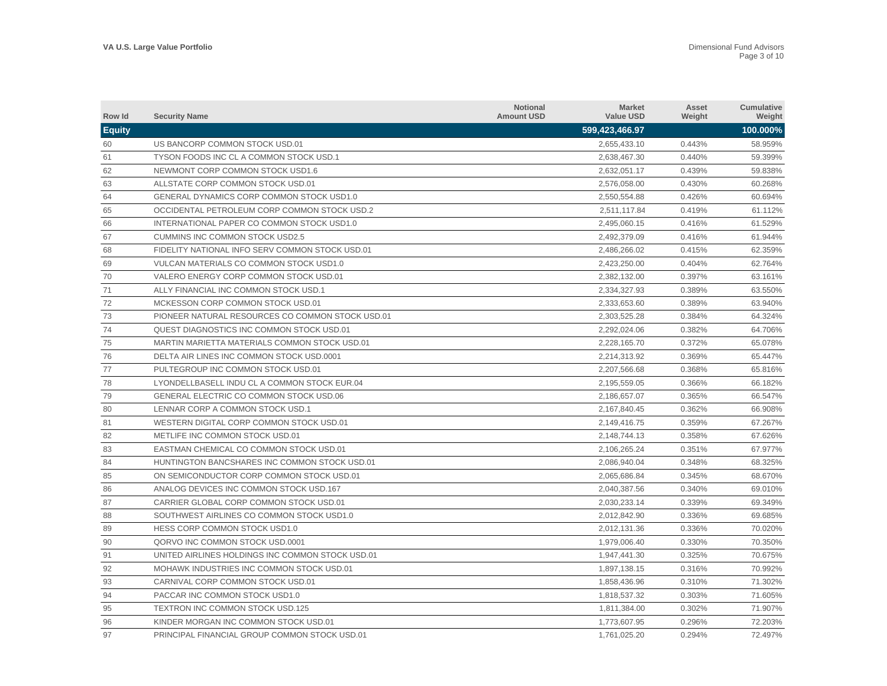| Row Id | Security Name | Notional Amount USD | Market Value USD | Asset Weight | Cumulative Weight |
|---|---|---|---|---|---|
| **Equity** | | | **599,423,466.97** | | **100.000%** |
| 60 | US BANCORP COMMON STOCK USD.01 | | 2,655,433.10 | 0.443% | 58.959% |
| 61 | TYSON FOODS INC CL A COMMON STOCK USD.1 | | 2,638,467.30 | 0.440% | 59.399% |
| 62 | NEWMONT CORP COMMON STOCK USD1.6 | | 2,632,051.17 | 0.439% | 59.838% |
| 63 | ALLSTATE CORP COMMON STOCK USD.01 | | 2,576,058.00 | 0.430% | 60.268% |
| 64 | GENERAL DYNAMICS CORP COMMON STOCK USD1.0 | | 2,550,554.88 | 0.426% | 60.694% |
| 65 | OCCIDENTAL PETROLEUM CORP COMMON STOCK USD.2 | | 2,511,117.84 | 0.419% | 61.112% |
| 66 | INTERNATIONAL PAPER CO COMMON STOCK USD1.0 | | 2,495,060.15 | 0.416% | 61.529% |
| 67 | CUMMINS INC COMMON STOCK USD2.5 | | 2,492,379.09 | 0.416% | 61.944% |
| 68 | FIDELITY NATIONAL INFO SERV COMMON STOCK USD.01 | | 2,486,266.02 | 0.415% | 62.359% |
| 69 | VULCAN MATERIALS CO COMMON STOCK USD1.0 | | 2,423,250.00 | 0.404% | 62.764% |
| 70 | VALERO ENERGY CORP COMMON STOCK USD.01 | | 2,382,132.00 | 0.397% | 63.161% |
| 71 | ALLY FINANCIAL INC COMMON STOCK USD.1 | | 2,334,327.93 | 0.389% | 63.550% |
| 72 | MCKESSON CORP COMMON STOCK USD.01 | | 2,333,653.60 | 0.389% | 63.940% |
| 73 | PIONEER NATURAL RESOURCES CO COMMON STOCK USD.01 | | 2,303,525.28 | 0.384% | 64.324% |
| 74 | QUEST DIAGNOSTICS INC COMMON STOCK USD.01 | | 2,292,024.06 | 0.382% | 64.706% |
| 75 | MARTIN MARIETTA MATERIALS COMMON STOCK USD.01 | | 2,228,165.70 | 0.372% | 65.078% |
| 76 | DELTA AIR LINES INC COMMON STOCK USD.0001 | | 2,214,313.92 | 0.369% | 65.447% |
| 77 | PULTEGROUP INC COMMON STOCK USD.01 | | 2,207,566.68 | 0.368% | 65.816% |
| 78 | LYONDELLBASELL INDU CL A COMMON STOCK EUR.04 | | 2,195,559.05 | 0.366% | 66.182% |
| 79 | GENERAL ELECTRIC CO COMMON STOCK USD.06 | | 2,186,657.07 | 0.365% | 66.547% |
| 80 | LENNAR CORP A COMMON STOCK USD.1 | | 2,167,840.45 | 0.362% | 66.908% |
| 81 | WESTERN DIGITAL CORP COMMON STOCK USD.01 | | 2,149,416.75 | 0.359% | 67.267% |
| 82 | METLIFE INC COMMON STOCK USD.01 | | 2,148,744.13 | 0.358% | 67.626% |
| 83 | EASTMAN CHEMICAL CO COMMON STOCK USD.01 | | 2,106,265.24 | 0.351% | 67.977% |
| 84 | HUNTINGTON BANCSHARES INC COMMON STOCK USD.01 | | 2,086,940.04 | 0.348% | 68.325% |
| 85 | ON SEMICONDUCTOR CORP COMMON STOCK USD.01 | | 2,065,686.84 | 0.345% | 68.670% |
| 86 | ANALOG DEVICES INC COMMON STOCK USD.167 | | 2,040,387.56 | 0.340% | 69.010% |
| 87 | CARRIER GLOBAL CORP COMMON STOCK USD.01 | | 2,030,233.14 | 0.339% | 69.349% |
| 88 | SOUTHWEST AIRLINES CO COMMON STOCK USD1.0 | | 2,012,842.90 | 0.336% | 69.685% |
| 89 | HESS CORP COMMON STOCK USD1.0 | | 2,012,131.36 | 0.336% | 70.020% |
| 90 | QORVO INC COMMON STOCK USD.0001 | | 1,979,006.40 | 0.330% | 70.350% |
| 91 | UNITED AIRLINES HOLDINGS INC COMMON STOCK USD.01 | | 1,947,441.30 | 0.325% | 70.675% |
| 92 | MOHAWK INDUSTRIES INC COMMON STOCK USD.01 | | 1,897,138.15 | 0.316% | 70.992% |
| 93 | CARNIVAL CORP COMMON STOCK USD.01 | | 1,858,436.96 | 0.310% | 71.302% |
| 94 | PACCAR INC COMMON STOCK USD1.0 | | 1,818,537.32 | 0.303% | 71.605% |
| 95 | TEXTRON INC COMMON STOCK USD.125 | | 1,811,384.00 | 0.302% | 71.907% |
| 96 | KINDER MORGAN INC COMMON STOCK USD.01 | | 1,773,607.95 | 0.296% | 72.203% |
| 97 | PRINCIPAL FINANCIAL GROUP COMMON STOCK USD.01 | | 1,761,025.20 | 0.294% | 72.497% |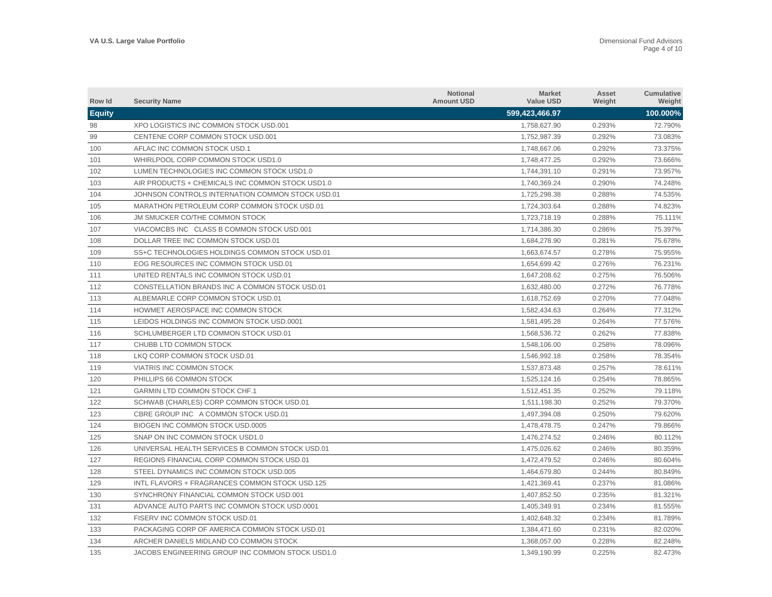| Row Id | Security Name | Notional Amount USD | Market Value USD | Asset Weight | Cumulative Weight |
|---|---|---|---|---|---|
| **Equity** | | | **599,423,466.97** | | **100.000%** |
| 98 | XPO LOGISTICS INC COMMON STOCK USD.001 | | 1,758,627.90 | 0.293% | 72.790% |
| 99 | CENTENE CORP COMMON STOCK USD.001 | | 1,752,987.39 | 0.292% | 73.083% |
| 100 | AFLAC INC COMMON STOCK USD.1 | | 1,748,667.06 | 0.292% | 73.375% |
| 101 | WHIRLPOOL CORP COMMON STOCK USD1.0 | | 1,748,477.25 | 0.292% | 73.666% |
| 102 | LUMEN TECHNOLOGIES INC COMMON STOCK USD1.0 | | 1,744,391.10 | 0.291% | 73.957% |
| 103 | AIR PRODUCTS + CHEMICALS INC COMMON STOCK USD1.0 | | 1,740,369.24 | 0.290% | 74.248% |
| 104 | JOHNSON CONTROLS INTERNATION COMMON STOCK USD.01 | | 1,725,298.38 | 0.288% | 74.535% |
| 105 | MARATHON PETROLEUM CORP COMMON STOCK USD.01 | | 1,724,303.64 | 0.288% | 74.823% |
| 106 | JM SMUCKER CO/THE COMMON STOCK | | 1,723,718.19 | 0.288% | 75.111% |
| 107 | VIACOMCBS INC CLASS B COMMON STOCK USD.001 | | 1,714,386.30 | 0.286% | 75.397% |
| 108 | DOLLAR TREE INC COMMON STOCK USD.01 | | 1,684,278.90 | 0.281% | 75.678% |
| 109 | SS+C TECHNOLOGIES HOLDINGS COMMON STOCK USD.01 | | 1,663,674.57 | 0.278% | 75.955% |
| 110 | EOG RESOURCES INC COMMON STOCK USD.01 | | 1,654,699.42 | 0.276% | 76.231% |
| 111 | UNITED RENTALS INC COMMON STOCK USD.01 | | 1,647,208.62 | 0.275% | 76.506% |
| 112 | CONSTELLATION BRANDS INC A COMMON STOCK USD.01 | | 1,632,480.00 | 0.272% | 76.778% |
| 113 | ALBEMARLE CORP COMMON STOCK USD.01 | | 1,618,752.69 | 0.270% | 77.048% |
| 114 | HOWMET AEROSPACE INC COMMON STOCK | | 1,582,434.63 | 0.264% | 77.312% |
| 115 | LEIDOS HOLDINGS INC COMMON STOCK USD.0001 | | 1,581,495.28 | 0.264% | 77.576% |
| 116 | SCHLUMBERGER LTD COMMON STOCK USD.01 | | 1,568,536.72 | 0.262% | 77.838% |
| 117 | CHUBB LTD COMMON STOCK | | 1,548,106.00 | 0.258% | 78.096% |
| 118 | LKQ CORP COMMON STOCK USD.01 | | 1,546,992.18 | 0.258% | 78.354% |
| 119 | VIATRIS INC COMMON STOCK | | 1,537,873.48 | 0.257% | 78.611% |
| 120 | PHILLIPS 66 COMMON STOCK | | 1,525,124.16 | 0.254% | 78.865% |
| 121 | GARMIN LTD COMMON STOCK CHF.1 | | 1,512,451.35 | 0.252% | 79.118% |
| 122 | SCHWAB (CHARLES) CORP COMMON STOCK USD.01 | | 1,511,198.30 | 0.252% | 79.370% |
| 123 | CBRE GROUP INC A COMMON STOCK USD.01 | | 1,497,394.08 | 0.250% | 79.620% |
| 124 | BIOGEN INC COMMON STOCK USD.0005 | | 1,478,478.75 | 0.247% | 79.866% |
| 125 | SNAP ON INC COMMON STOCK USD1.0 | | 1,476,274.52 | 0.246% | 80.112% |
| 126 | UNIVERSAL HEALTH SERVICES B COMMON STOCK USD.01 | | 1,475,026.62 | 0.246% | 80.359% |
| 127 | REGIONS FINANCIAL CORP COMMON STOCK USD.01 | | 1,472,479.52 | 0.246% | 80.604% |
| 128 | STEEL DYNAMICS INC COMMON STOCK USD.005 | | 1,464,679.80 | 0.244% | 80.849% |
| 129 | INTL FLAVORS + FRAGRANCES COMMON STOCK USD.125 | | 1,421,369.41 | 0.237% | 81.086% |
| 130 | SYNCHRONY FINANCIAL COMMON STOCK USD.001 | | 1,407,852.50 | 0.235% | 81.321% |
| 131 | ADVANCE AUTO PARTS INC COMMON STOCK USD.0001 | | 1,405,349.91 | 0.234% | 81.555% |
| 132 | FISERV INC COMMON STOCK USD.01 | | 1,402,648.32 | 0.234% | 81.789% |
| 133 | PACKAGING CORP OF AMERICA COMMON STOCK USD.01 | | 1,384,471.60 | 0.231% | 82.020% |
| 134 | ARCHER DANIELS MIDLAND CO COMMON STOCK | | 1,368,057.00 | 0.228% | 82.248% |
| 135 | JACOBS ENGINEERING GROUP INC COMMON STOCK USD1.0 | | 1,349,190.99 | 0.225% | 82.473% |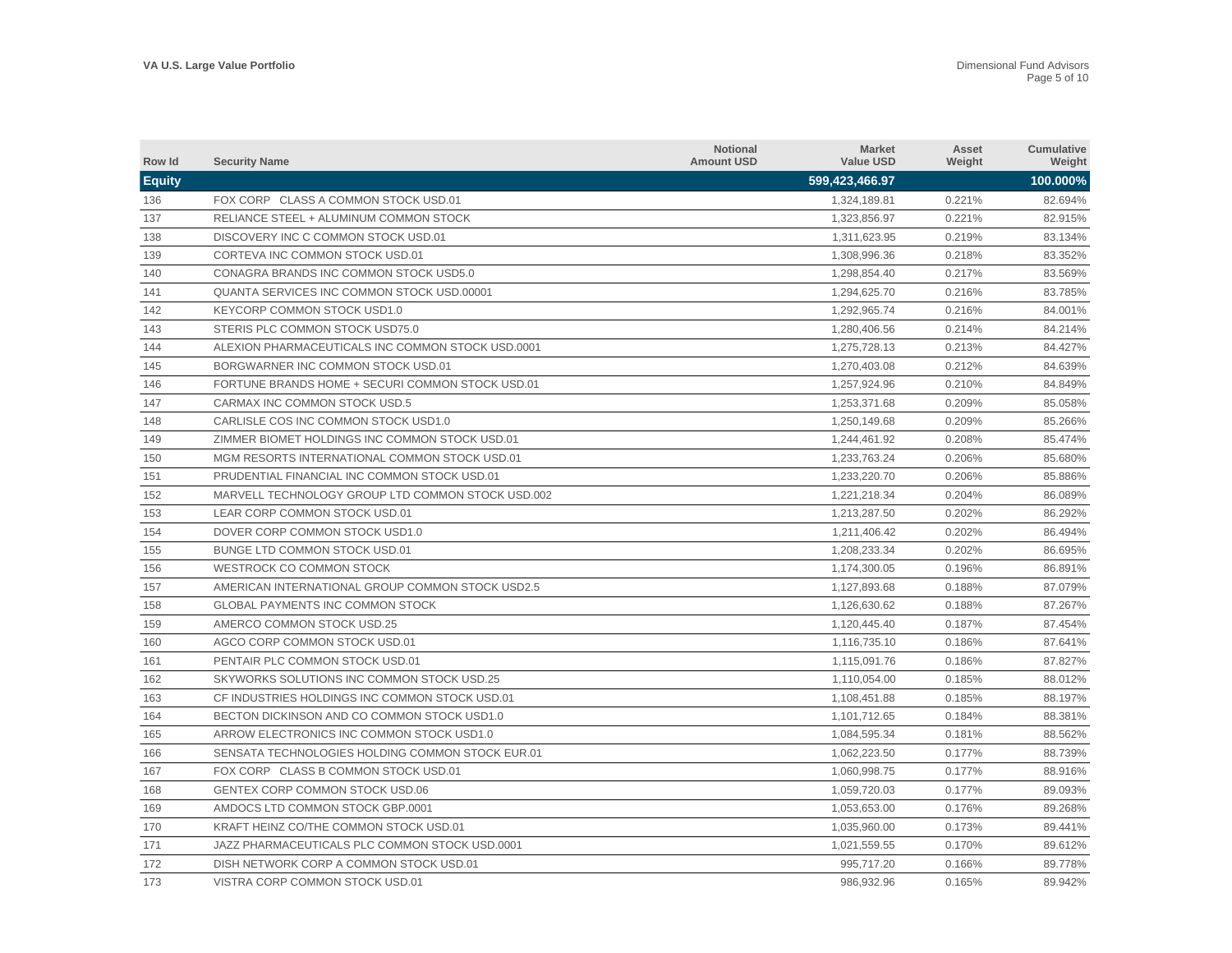| Row Id | Security Name | Notional Amount USD | Market Value USD | Asset Weight | Cumulative Weight |
|---|---|---|---|---|---|
| **Equity** | | | **599,423,466.97** | | **100.000%** |
| 136 | FOX CORP CLASS A COMMON STOCK USD.01 | | 1,324,189.81 | 0.221% | 82.694% |
| 137 | RELIANCE STEEL + ALUMINUM COMMON STOCK | | 1,323,856.97 | 0.221% | 82.915% |
| 138 | DISCOVERY INC C COMMON STOCK USD.01 | | 1,311,623.95 | 0.219% | 83.134% |
| 139 | CORTEVA INC COMMON STOCK USD.01 | | 1,308,996.36 | 0.218% | 83.352% |
| 140 | CONAGRA BRANDS INC COMMON STOCK USD5.0 | | 1,298,854.40 | 0.217% | 83.569% |
| 141 | QUANTA SERVICES INC COMMON STOCK USD.00001 | | 1,294,625.70 | 0.216% | 83.785% |
| 142 | KEYCORP COMMON STOCK USD1.0 | | 1,292,965.74 | 0.216% | 84.001% |
| 143 | STERIS PLC COMMON STOCK USD75.0 | | 1,280,406.56 | 0.214% | 84.214% |
| 144 | ALEXION PHARMACEUTICALS INC COMMON STOCK USD.0001 | | 1,275,728.13 | 0.213% | 84.427% |
| 145 | BORGWARNER INC COMMON STOCK USD.01 | | 1,270,403.08 | 0.212% | 84.639% |
| 146 | FORTUNE BRANDS HOME + SECURI COMMON STOCK USD.01 | | 1,257,924.96 | 0.210% | 84.849% |
| 147 | CARMAX INC COMMON STOCK USD.5 | | 1,253,371.68 | 0.209% | 85.058% |
| 148 | CARLISLE COS INC COMMON STOCK USD1.0 | | 1,250,149.68 | 0.209% | 85.266% |
| 149 | ZIMMER BIOMET HOLDINGS INC COMMON STOCK USD.01 | | 1,244,461.92 | 0.208% | 85.474% |
| 150 | MGM RESORTS INTERNATIONAL COMMON STOCK USD.01 | | 1,233,763.24 | 0.206% | 85.680% |
| 151 | PRUDENTIAL FINANCIAL INC COMMON STOCK USD.01 | | 1,233,220.70 | 0.206% | 85.886% |
| 152 | MARVELL TECHNOLOGY GROUP LTD COMMON STOCK USD.002 | | 1,221,218.34 | 0.204% | 86.089% |
| 153 | LEAR CORP COMMON STOCK USD.01 | | 1,213,287.50 | 0.202% | 86.292% |
| 154 | DOVER CORP COMMON STOCK USD1.0 | | 1,211,406.42 | 0.202% | 86.494% |
| 155 | BUNGE LTD COMMON STOCK USD.01 | | 1,208,233.34 | 0.202% | 86.695% |
| 156 | WESTROCK CO COMMON STOCK | | 1,174,300.05 | 0.196% | 86.891% |
| 157 | AMERICAN INTERNATIONAL GROUP COMMON STOCK USD2.5 | | 1,127,893.68 | 0.188% | 87.079% |
| 158 | GLOBAL PAYMENTS INC COMMON STOCK | | 1,126,630.62 | 0.188% | 87.267% |
| 159 | AMERCO COMMON STOCK USD.25 | | 1,120,445.40 | 0.187% | 87.454% |
| 160 | AGCO CORP COMMON STOCK USD.01 | | 1,116,735.10 | 0.186% | 87.641% |
| 161 | PENTAIR PLC COMMON STOCK USD.01 | | 1,115,091.76 | 0.186% | 87.827% |
| 162 | SKYWORKS SOLUTIONS INC COMMON STOCK USD.25 | | 1,110,054.00 | 0.185% | 88.012% |
| 163 | CF INDUSTRIES HOLDINGS INC COMMON STOCK USD.01 | | 1,108,451.88 | 0.185% | 88.197% |
| 164 | BECTON DICKINSON AND CO COMMON STOCK USD1.0 | | 1,101,712.65 | 0.184% | 88.381% |
| 165 | ARROW ELECTRONICS INC COMMON STOCK USD1.0 | | 1,084,595.34 | 0.181% | 88.562% |
| 166 | SENSATA TECHNOLOGIES HOLDING COMMON STOCK EUR.01 | | 1,062,223.50 | 0.177% | 88.739% |
| 167 | FOX CORP CLASS B COMMON STOCK USD.01 | | 1,060,998.75 | 0.177% | 88.916% |
| 168 | GENTEX CORP COMMON STOCK USD.06 | | 1,059,720.03 | 0.177% | 89.093% |
| 169 | AMDOCS LTD COMMON STOCK GBP.0001 | | 1,053,653.00 | 0.176% | 89.268% |
| 170 | KRAFT HEINZ CO/THE COMMON STOCK USD.01 | | 1,035,960.00 | 0.173% | 89.441% |
| 171 | JAZZ PHARMACEUTICALS PLC COMMON STOCK USD.0001 | | 1,021,559.55 | 0.170% | 89.612% |
| 172 | DISH NETWORK CORP A COMMON STOCK USD.01 | | 995,717.20 | 0.166% | 89.778% |
| 173 | VISTRA CORP COMMON STOCK USD.01 | | 986,932.96 | 0.165% | 89.942% |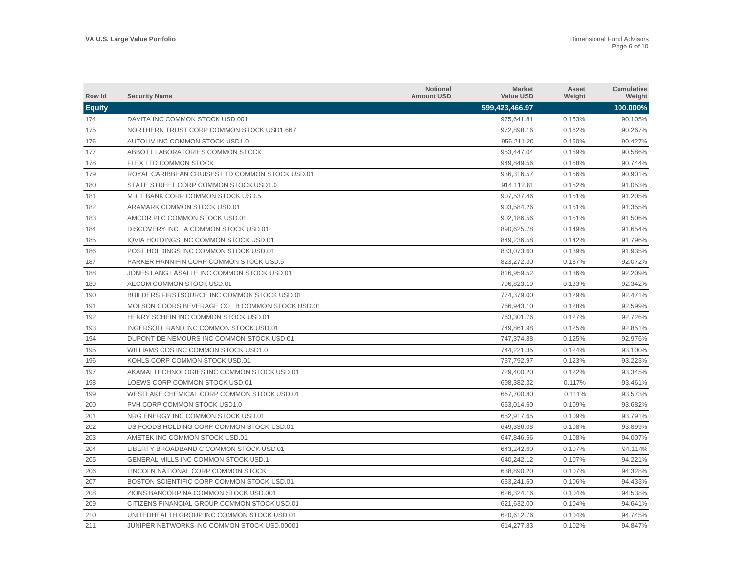| Row Id | Security Name | Notional Amount USD | Market Value USD | Asset Weight | Cumulative Weight |
|---|---|---|---|---|---|
| **Equity** | | | **599,423,466.97** | | **100.000%** |
| 174 | DAVITA INC COMMON STOCK USD.001 | | 975,641.81 | 0.163% | 90.105% |
| 175 | NORTHERN TRUST CORP COMMON STOCK USD1.667 | | 972,898.16 | 0.162% | 90.267% |
| 176 | AUTOLIV INC COMMON STOCK USD1.0 | | 956,211.20 | 0.160% | 90.427% |
| 177 | ABBOTT LABORATORIES COMMON STOCK | | 953,447.04 | 0.159% | 90.586% |
| 178 | FLEX LTD COMMON STOCK | | 949,849.56 | 0.158% | 90.744% |
| 179 | ROYAL CARIBBEAN CRUISES LTD COMMON STOCK USD.01 | | 936,316.57 | 0.156% | 90.901% |
| 180 | STATE STREET CORP COMMON STOCK USD1.0 | | 914,112.81 | 0.152% | 91.053% |
| 181 | M + T BANK CORP COMMON STOCK USD.5 | | 907,537.46 | 0.151% | 91.205% |
| 182 | ARAMARK COMMON STOCK USD.01 | | 903,584.26 | 0.151% | 91.355% |
| 183 | AMCOR PLC COMMON STOCK USD.01 | | 902,186.56 | 0.151% | 91.506% |
| 184 | DISCOVERY INC A COMMON STOCK USD.01 | | 890,625.78 | 0.149% | 91.654% |
| 185 | IQVIA HOLDINGS INC COMMON STOCK USD.01 | | 849,236.58 | 0.142% | 91.796% |
| 186 | POST HOLDINGS INC COMMON STOCK USD.01 | | 833,073.60 | 0.139% | 91.935% |
| 187 | PARKER HANNIFIN CORP COMMON STOCK USD.5 | | 823,272.30 | 0.137% | 92.072% |
| 188 | JONES LANG LASALLE INC COMMON STOCK USD.01 | | 816,959.52 | 0.136% | 92.209% |
| 189 | AECOM COMMON STOCK USD.01 | | 796,823.19 | 0.133% | 92.342% |
| 190 | BUILDERS FIRSTSOURCE INC COMMON STOCK USD.01 | | 774,379.00 | 0.129% | 92.471% |
| 191 | MOLSON COORS BEVERAGE CO B COMMON STOCK USD.01 | | 766,943.10 | 0.128% | 92.599% |
| 192 | HENRY SCHEIN INC COMMON STOCK USD.01 | | 763,301.76 | 0.127% | 92.726% |
| 193 | INGERSOLL RAND INC COMMON STOCK USD.01 | | 749,861.98 | 0.125% | 92.851% |
| 194 | DUPONT DE NEMOURS INC COMMON STOCK USD.01 | | 747,374.88 | 0.125% | 92.976% |
| 195 | WILLIAMS COS INC COMMON STOCK USD1.0 | | 744,221.35 | 0.124% | 93.100% |
| 196 | KOHLS CORP COMMON STOCK USD.01 | | 737,792.97 | 0.123% | 93.223% |
| 197 | AKAMAI TECHNOLOGIES INC COMMON STOCK USD.01 | | 729,400.20 | 0.122% | 93.345% |
| 198 | LOEWS CORP COMMON STOCK USD.01 | | 698,382.32 | 0.117% | 93.461% |
| 199 | WESTLAKE CHEMICAL CORP COMMON STOCK USD.01 | | 667,700.80 | 0.111% | 93.573% |
| 200 | PVH CORP COMMON STOCK USD1.0 | | 653,014.60 | 0.109% | 93.682% |
| 201 | NRG ENERGY INC COMMON STOCK USD.01 | | 652,917.65 | 0.109% | 93.791% |
| 202 | US FOODS HOLDING CORP COMMON STOCK USD.01 | | 649,336.08 | 0.108% | 93.899% |
| 203 | AMETEK INC COMMON STOCK USD.01 | | 647,846.56 | 0.108% | 94.007% |
| 204 | LIBERTY BROADBAND C COMMON STOCK USD.01 | | 643,242.60 | 0.107% | 94.114% |
| 205 | GENERAL MILLS INC COMMON STOCK USD.1 | | 640,242.12 | 0.107% | 94.221% |
| 206 | LINCOLN NATIONAL CORP COMMON STOCK | | 638,890.20 | 0.107% | 94.328% |
| 207 | BOSTON SCIENTIFIC CORP COMMON STOCK USD.01 | | 633,241.60 | 0.106% | 94.433% |
| 208 | ZIONS BANCORP NA COMMON STOCK USD.001 | | 626,324.16 | 0.104% | 94.538% |
| 209 | CITIZENS FINANCIAL GROUP COMMON STOCK USD.01 | | 621,632.00 | 0.104% | 94.641% |
| 210 | UNITEDHEALTH GROUP INC COMMON STOCK USD.01 | | 620,612.76 | 0.104% | 94.745% |
| 211 | JUNIPER NETWORKS INC COMMON STOCK USD.00001 | | 614,277.83 | 0.102% | 94.847% |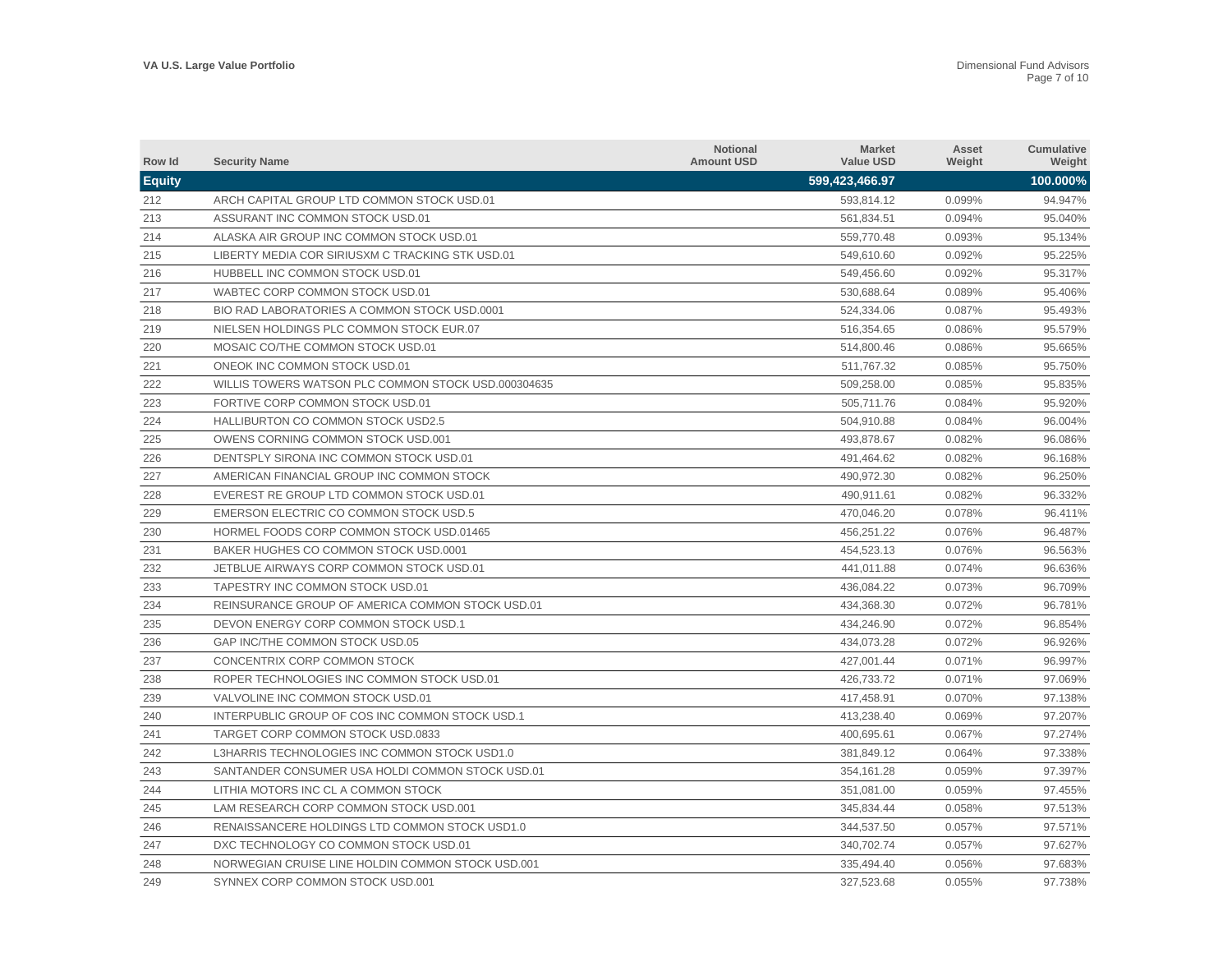| Row Id | Security Name | Notional Amount USD | Market Value USD | Asset Weight | Cumulative Weight |
|---|---|---|---|---|---|
| **Equity** | | | **599,423,466.97** | | **100.000%** |
| 212 | ARCH CAPITAL GROUP LTD COMMON STOCK USD.01 | | 593,814.12 | 0.099% | 94.947% |
| 213 | ASSURANT INC COMMON STOCK USD.01 | | 561,834.51 | 0.094% | 95.040% |
| 214 | ALASKA AIR GROUP INC COMMON STOCK USD.01 | | 559,770.48 | 0.093% | 95.134% |
| 215 | LIBERTY MEDIA COR SIRIUSXM C TRACKING STK USD.01 | | 549,610.60 | 0.092% | 95.225% |
| 216 | HUBBELL INC COMMON STOCK USD.01 | | 549,456.60 | 0.092% | 95.317% |
| 217 | WABTEC CORP COMMON STOCK USD.01 | | 530,688.64 | 0.089% | 95.406% |
| 218 | BIO RAD LABORATORIES A COMMON STOCK USD.0001 | | 524,334.06 | 0.087% | 95.493% |
| 219 | NIELSEN HOLDINGS PLC COMMON STOCK EUR.07 | | 516,354.65 | 0.086% | 95.579% |
| 220 | MOSAIC CO/THE COMMON STOCK USD.01 | | 514,800.46 | 0.086% | 95.665% |
| 221 | ONEOK INC COMMON STOCK USD.01 | | 511,767.32 | 0.085% | 95.750% |
| 222 | WILLIS TOWERS WATSON PLC COMMON STOCK USD.000304635 | | 509,258.00 | 0.085% | 95.835% |
| 223 | FORTIVE CORP COMMON STOCK USD.01 | | 505,711.76 | 0.084% | 95.920% |
| 224 | HALLIBURTON CO COMMON STOCK USD2.5 | | 504,910.88 | 0.084% | 96.004% |
| 225 | OWENS CORNING COMMON STOCK USD.001 | | 493,878.67 | 0.082% | 96.086% |
| 226 | DENTSPLY SIRONA INC COMMON STOCK USD.01 | | 491,464.62 | 0.082% | 96.168% |
| 227 | AMERICAN FINANCIAL GROUP INC COMMON STOCK | | 490,972.30 | 0.082% | 96.250% |
| 228 | EVEREST RE GROUP LTD COMMON STOCK USD.01 | | 490,911.61 | 0.082% | 96.332% |
| 229 | EMERSON ELECTRIC CO COMMON STOCK USD.5 | | 470,046.20 | 0.078% | 96.411% |
| 230 | HORMEL FOODS CORP COMMON STOCK USD.01465 | | 456,251.22 | 0.076% | 96.487% |
| 231 | BAKER HUGHES CO COMMON STOCK USD.0001 | | 454,523.13 | 0.076% | 96.563% |
| 232 | JETBLUE AIRWAYS CORP COMMON STOCK USD.01 | | 441,011.88 | 0.074% | 96.636% |
| 233 | TAPESTRY INC COMMON STOCK USD.01 | | 436,084.22 | 0.073% | 96.709% |
| 234 | REINSURANCE GROUP OF AMERICA COMMON STOCK USD.01 | | 434,368.30 | 0.072% | 96.781% |
| 235 | DEVON ENERGY CORP COMMON STOCK USD.1 | | 434,246.90 | 0.072% | 96.854% |
| 236 | GAP INC/THE COMMON STOCK USD.05 | | 434,073.28 | 0.072% | 96.926% |
| 237 | CONCENTRIX CORP COMMON STOCK | | 427,001.44 | 0.071% | 96.997% |
| 238 | ROPER TECHNOLOGIES INC COMMON STOCK USD.01 | | 426,733.72 | 0.071% | 97.069% |
| 239 | VALVOLINE INC COMMON STOCK USD.01 | | 417,458.91 | 0.070% | 97.138% |
| 240 | INTERPUBLIC GROUP OF COS INC COMMON STOCK USD.1 | | 413,238.40 | 0.069% | 97.207% |
| 241 | TARGET CORP COMMON STOCK USD.0833 | | 400,695.61 | 0.067% | 97.274% |
| 242 | L3HARRIS TECHNOLOGIES INC COMMON STOCK USD1.0 | | 381,849.12 | 0.064% | 97.338% |
| 243 | SANTANDER CONSUMER USA HOLDI COMMON STOCK USD.01 | | 354,161.28 | 0.059% | 97.397% |
| 244 | LITHIA MOTORS INC CL A COMMON STOCK | | 351,081.00 | 0.059% | 97.455% |
| 245 | LAM RESEARCH CORP COMMON STOCK USD.001 | | 345,834.44 | 0.058% | 97.513% |
| 246 | RENAISSANCERE HOLDINGS LTD COMMON STOCK USD1.0 | | 344,537.50 | 0.057% | 97.571% |
| 247 | DXC TECHNOLOGY CO COMMON STOCK USD.01 | | 340,702.74 | 0.057% | 97.627% |
| 248 | NORWEGIAN CRUISE LINE HOLDIN COMMON STOCK USD.001 | | 335,494.40 | 0.056% | 97.683% |
| 249 | SYNNEX CORP COMMON STOCK USD.001 | | 327,523.68 | 0.055% | 97.738% |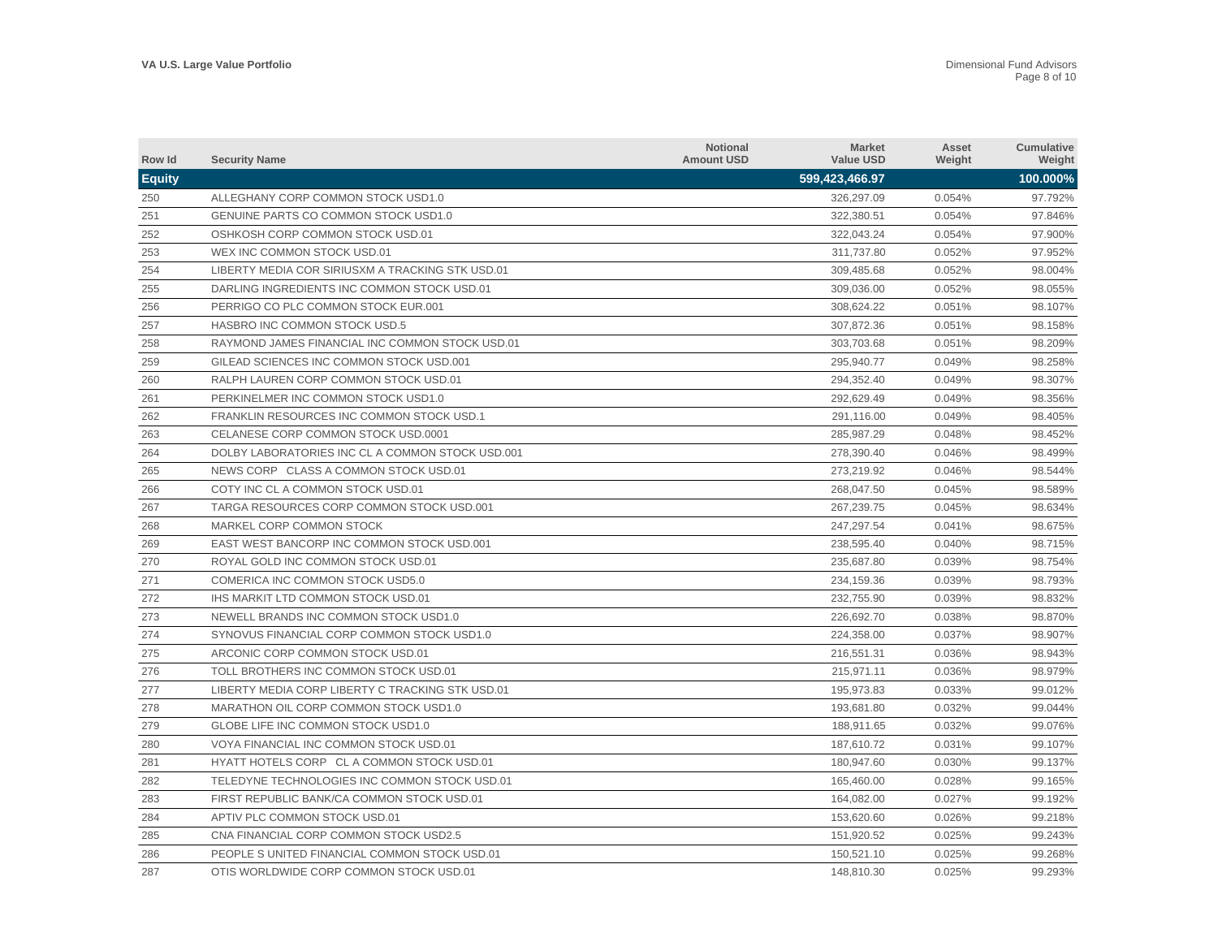| Row Id | Security Name | Notional Amount USD | Market Value USD | Asset Weight | Cumulative Weight |
|---|---|---|---|---|---|
| **Equity** | | | **599,423,466.97** | | **100.000%** |
| 250 | ALLEGHANY CORP COMMON STOCK USD1.0 | | 326,297.09 | 0.054% | 97.792% |
| 251 | GENUINE PARTS CO COMMON STOCK USD1.0 | | 322,380.51 | 0.054% | 97.846% |
| 252 | OSHKOSH CORP COMMON STOCK USD.01 | | 322,043.24 | 0.054% | 97.900% |
| 253 | WEX INC COMMON STOCK USD.01 | | 311,737.80 | 0.052% | 97.952% |
| 254 | LIBERTY MEDIA COR SIRIUSXM A TRACKING STK USD.01 | | 309,485.68 | 0.052% | 98.004% |
| 255 | DARLING INGREDIENTS INC COMMON STOCK USD.01 | | 309,036.00 | 0.052% | 98.055% |
| 256 | PERRIGO CO PLC COMMON STOCK EUR.001 | | 308,624.22 | 0.051% | 98.107% |
| 257 | HASBRO INC COMMON STOCK USD.5 | | 307,872.36 | 0.051% | 98.158% |
| 258 | RAYMOND JAMES FINANCIAL INC COMMON STOCK USD.01 | | 303,703.68 | 0.051% | 98.209% |
| 259 | GILEAD SCIENCES INC COMMON STOCK USD.001 | | 295,940.77 | 0.049% | 98.258% |
| 260 | RALPH LAUREN CORP COMMON STOCK USD.01 | | 294,352.40 | 0.049% | 98.307% |
| 261 | PERKINELMER INC COMMON STOCK USD1.0 | | 292,629.49 | 0.049% | 98.356% |
| 262 | FRANKLIN RESOURCES INC COMMON STOCK USD.1 | | 291,116.00 | 0.049% | 98.405% |
| 263 | CELANESE CORP COMMON STOCK USD.0001 | | 285,987.29 | 0.048% | 98.452% |
| 264 | DOLBY LABORATORIES INC CL A COMMON STOCK USD.001 | | 278,390.40 | 0.046% | 98.499% |
| 265 | NEWS CORP CLASS A COMMON STOCK USD.01 | | 273,219.92 | 0.046% | 98.544% |
| 266 | COTY INC CL A COMMON STOCK USD.01 | | 268,047.50 | 0.045% | 98.589% |
| 267 | TARGA RESOURCES CORP COMMON STOCK USD.001 | | 267,239.75 | 0.045% | 98.634% |
| 268 | MARKEL CORP COMMON STOCK | | 247,297.54 | 0.041% | 98.675% |
| 269 | EAST WEST BANCORP INC COMMON STOCK USD.001 | | 238,595.40 | 0.040% | 98.715% |
| 270 | ROYAL GOLD INC COMMON STOCK USD.01 | | 235,687.80 | 0.039% | 98.754% |
| 271 | COMERICA INC COMMON STOCK USD5.0 | | 234,159.36 | 0.039% | 98.793% |
| 272 | IHS MARKIT LTD COMMON STOCK USD.01 | | 232,755.90 | 0.039% | 98.832% |
| 273 | NEWELL BRANDS INC COMMON STOCK USD1.0 | | 226,692.70 | 0.038% | 98.870% |
| 274 | SYNOVUS FINANCIAL CORP COMMON STOCK USD1.0 | | 224,358.00 | 0.037% | 98.907% |
| 275 | ARCONIC CORP COMMON STOCK USD.01 | | 216,551.31 | 0.036% | 98.943% |
| 276 | TOLL BROTHERS INC COMMON STOCK USD.01 | | 215,971.11 | 0.036% | 98.979% |
| 277 | LIBERTY MEDIA CORP LIBERTY C TRACKING STK USD.01 | | 195,973.83 | 0.033% | 99.012% |
| 278 | MARATHON OIL CORP COMMON STOCK USD1.0 | | 193,681.80 | 0.032% | 99.044% |
| 279 | GLOBE LIFE INC COMMON STOCK USD1.0 | | 188,911.65 | 0.032% | 99.076% |
| 280 | VOYA FINANCIAL INC COMMON STOCK USD.01 | | 187,610.72 | 0.031% | 99.107% |
| 281 | HYATT HOTELS CORP CL A COMMON STOCK USD.01 | | 180,947.60 | 0.030% | 99.137% |
| 282 | TELEDYNE TECHNOLOGIES INC COMMON STOCK USD.01 | | 165,460.00 | 0.028% | 99.165% |
| 283 | FIRST REPUBLIC BANK/CA COMMON STOCK USD.01 | | 164,082.00 | 0.027% | 99.192% |
| 284 | APTIV PLC COMMON STOCK USD.01 | | 153,620.60 | 0.026% | 99.218% |
| 285 | CNA FINANCIAL CORP COMMON STOCK USD2.5 | | 151,920.52 | 0.025% | 99.243% |
| 286 | PEOPLE S UNITED FINANCIAL COMMON STOCK USD.01 | | 150,521.10 | 0.025% | 99.268% |
| 287 | OTIS WORLDWIDE CORP COMMON STOCK USD.01 | | 148,810.30 | 0.025% | 99.293% |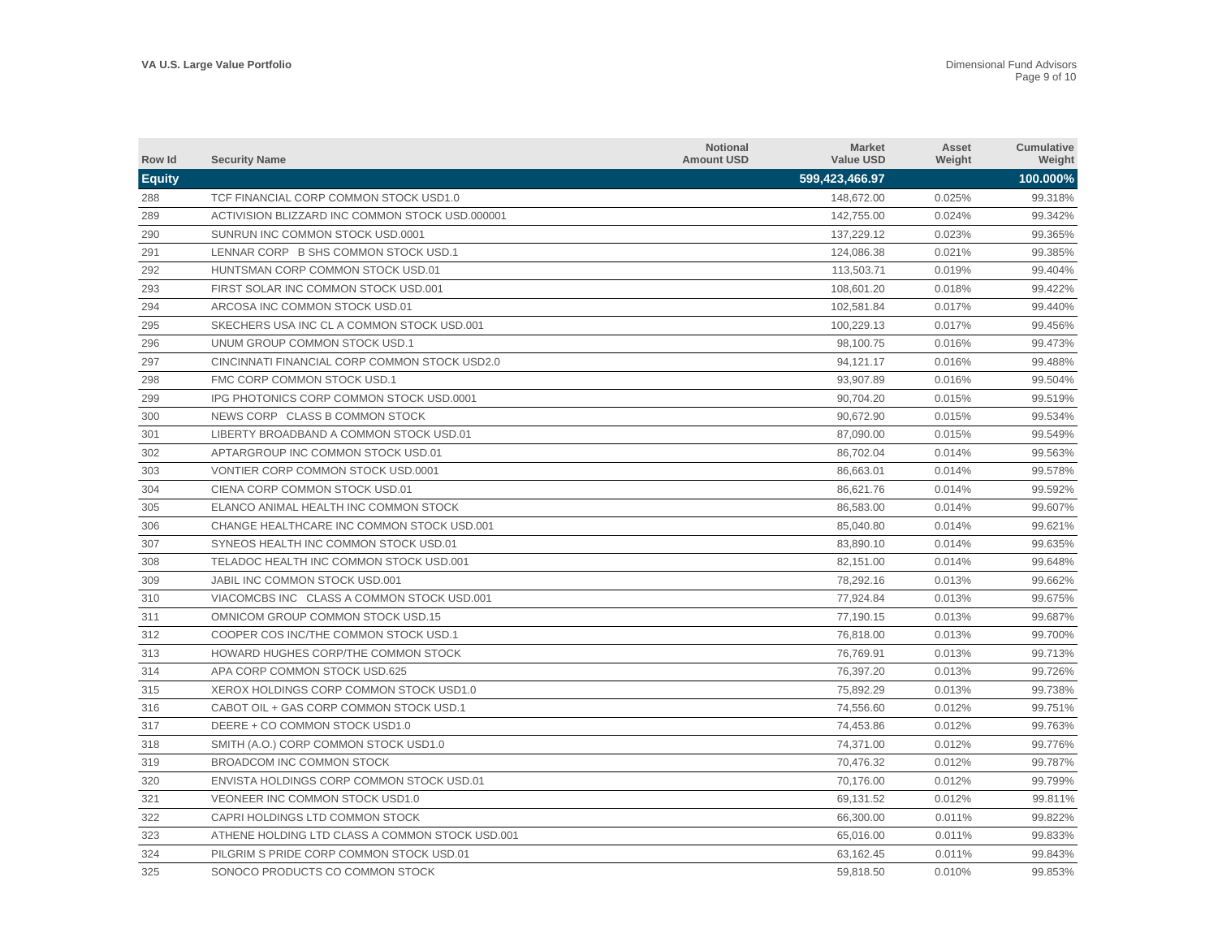| Row Id | Security Name | Notional Amount USD | Market Value USD | Asset Weight | Cumulative Weight |
|---|---|---|---|---|---|
| **Equity** | | | **599,423,466.97** | | **100.000%** |
| 288 | TCF FINANCIAL CORP COMMON STOCK USD1.0 | | 148,672.00 | 0.025% | 99.318% |
| 289 | ACTIVISION BLIZZARD INC COMMON STOCK USD.000001 | | 142,755.00 | 0.024% | 99.342% |
| 290 | SUNRUN INC COMMON STOCK USD.0001 | | 137,229.12 | 0.023% | 99.365% |
| 291 | LENNAR CORP B SHS COMMON STOCK USD.1 | | 124,086.38 | 0.021% | 99.385% |
| 292 | HUNTSMAN CORP COMMON STOCK USD.01 | | 113,503.71 | 0.019% | 99.404% |
| 293 | FIRST SOLAR INC COMMON STOCK USD.001 | | 108,601.20 | 0.018% | 99.422% |
| 294 | ARCOSA INC COMMON STOCK USD.01 | | 102,581.84 | 0.017% | 99.440% |
| 295 | SKECHERS USA INC CL A COMMON STOCK USD.001 | | 100,229.13 | 0.017% | 99.456% |
| 296 | UNUM GROUP COMMON STOCK USD.1 | | 98,100.75 | 0.016% | 99.473% |
| 297 | CINCINNATI FINANCIAL CORP COMMON STOCK USD2.0 | | 94,121.17 | 0.016% | 99.488% |
| 298 | FMC CORP COMMON STOCK USD.1 | | 93,907.89 | 0.016% | 99.504% |
| 299 | IPG PHOTONICS CORP COMMON STOCK USD.0001 | | 90,704.20 | 0.015% | 99.519% |
| 300 | NEWS CORP CLASS B COMMON STOCK | | 90,672.90 | 0.015% | 99.534% |
| 301 | LIBERTY BROADBAND A COMMON STOCK USD.01 | | 87,090.00 | 0.015% | 99.549% |
| 302 | APTARGROUP INC COMMON STOCK USD.01 | | 86,702.04 | 0.014% | 99.563% |
| 303 | VONTIER CORP COMMON STOCK USD.0001 | | 86,663.01 | 0.014% | 99.578% |
| 304 | CIENA CORP COMMON STOCK USD.01 | | 86,621.76 | 0.014% | 99.592% |
| 305 | ELANCO ANIMAL HEALTH INC COMMON STOCK | | 86,583.00 | 0.014% | 99.607% |
| 306 | CHANGE HEALTHCARE INC COMMON STOCK USD.001 | | 85,040.80 | 0.014% | 99.621% |
| 307 | SYNEOS HEALTH INC COMMON STOCK USD.01 | | 83,890.10 | 0.014% | 99.635% |
| 308 | TELADOC HEALTH INC COMMON STOCK USD.001 | | 82,151.00 | 0.014% | 99.648% |
| 309 | JABIL INC COMMON STOCK USD.001 | | 78,292.16 | 0.013% | 99.662% |
| 310 | VIACOMCBS INC CLASS A COMMON STOCK USD.001 | | 77,924.84 | 0.013% | 99.675% |
| 311 | OMNICOM GROUP COMMON STOCK USD.15 | | 77,190.15 | 0.013% | 99.687% |
| 312 | COOPER COS INC/THE COMMON STOCK USD.1 | | 76,818.00 | 0.013% | 99.700% |
| 313 | HOWARD HUGHES CORP/THE COMMON STOCK | | 76,769.91 | 0.013% | 99.713% |
| 314 | APA CORP COMMON STOCK USD.625 | | 76,397.20 | 0.013% | 99.726% |
| 315 | XEROX HOLDINGS CORP COMMON STOCK USD1.0 | | 75,892.29 | 0.013% | 99.738% |
| 316 | CABOT OIL + GAS CORP COMMON STOCK USD.1 | | 74,556.60 | 0.012% | 99.751% |
| 317 | DEERE + CO COMMON STOCK USD1.0 | | 74,453.86 | 0.012% | 99.763% |
| 318 | SMITH (A.O.) CORP COMMON STOCK USD1.0 | | 74,371.00 | 0.012% | 99.776% |
| 319 | BROADCOM INC COMMON STOCK | | 70,476.32 | 0.012% | 99.787% |
| 320 | ENVISTA HOLDINGS CORP COMMON STOCK USD.01 | | 70,176.00 | 0.012% | 99.799% |
| 321 | VEONEER INC COMMON STOCK USD1.0 | | 69,131.52 | 0.012% | 99.811% |
| 322 | CAPRI HOLDINGS LTD COMMON STOCK | | 66,300.00 | 0.011% | 99.822% |
| 323 | ATHENE HOLDING LTD CLASS A COMMON STOCK USD.001 | | 65,016.00 | 0.011% | 99.833% |
| 324 | PILGRIM S PRIDE CORP COMMON STOCK USD.01 | | 63,162.45 | 0.011% | 99.843% |
| 325 | SONOCO PRODUCTS CO COMMON STOCK | | 59,818.50 | 0.010% | 99.853% |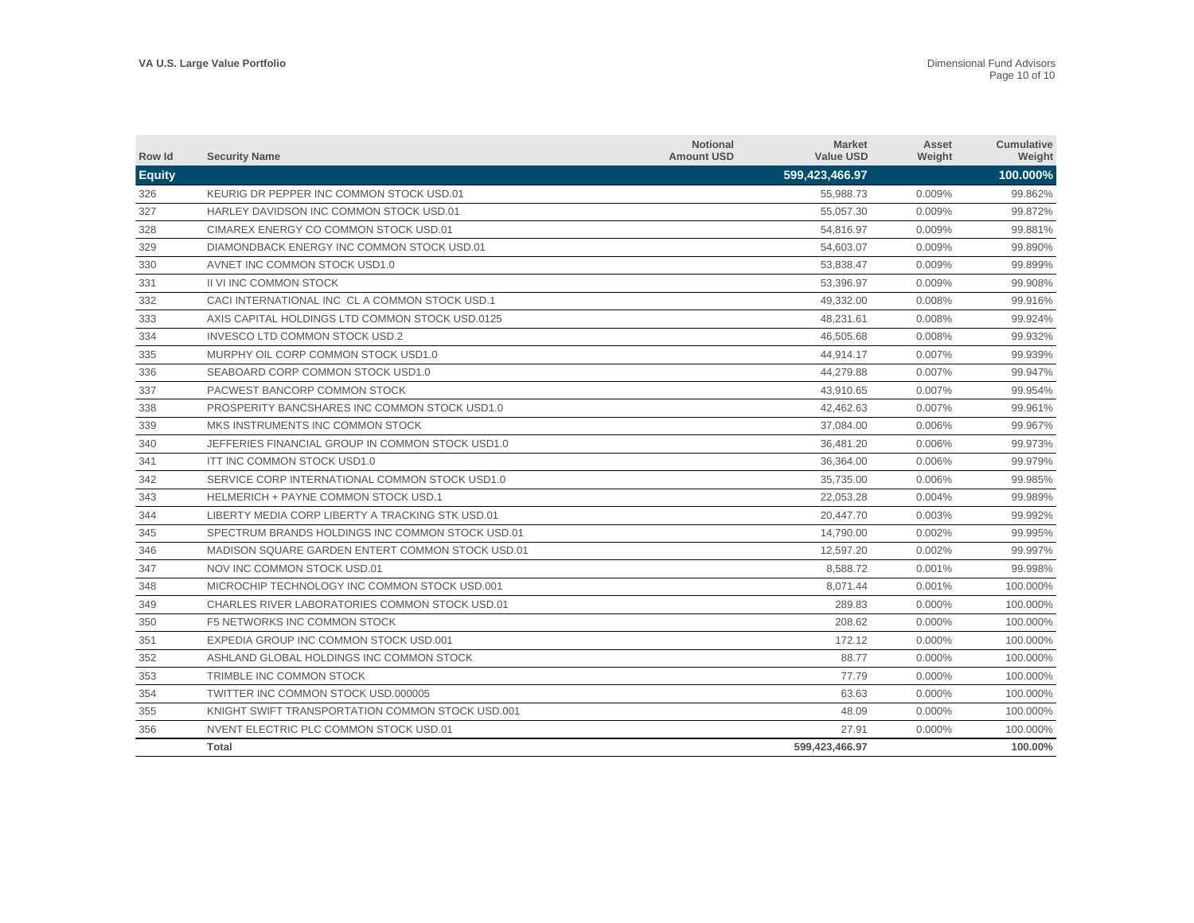| Row Id | Security Name | Notional Amount USD | Market Value USD | Asset Weight | Cumulative Weight |
|---|---|---|---|---|---|
| **Equity** | | | **599,423,466.97** | | **100.000%** |
| 326 | KEURIG DR PEPPER INC COMMON STOCK USD.01 | | 55,988.73 | 0.009% | 99.862% |
| 327 | HARLEY DAVIDSON INC COMMON STOCK USD.01 | | 55,057.30 | 0.009% | 99.872% |
| 328 | CIMAREX ENERGY CO COMMON STOCK USD.01 | | 54,816.97 | 0.009% | 99.881% |
| 329 | DIAMONDBACK ENERGY INC COMMON STOCK USD.01 | | 54,603.07 | 0.009% | 99.890% |
| 330 | AVNET INC COMMON STOCK USD1.0 | | 53,838.47 | 0.009% | 99.899% |
| 331 | II VI INC COMMON STOCK | | 53,396.97 | 0.009% | 99.908% |
| 332 | CACI INTERNATIONAL INC CL A COMMON STOCK USD.1 | | 49,332.00 | 0.008% | 99.916% |
| 333 | AXIS CAPITAL HOLDINGS LTD COMMON STOCK USD.0125 | | 48,231.61 | 0.008% | 99.924% |
| 334 | INVESCO LTD COMMON STOCK USD.2 | | 46,505.68 | 0.008% | 99.932% |
| 335 | MURPHY OIL CORP COMMON STOCK USD1.0 | | 44,914.17 | 0.007% | 99.939% |
| 336 | SEABOARD CORP COMMON STOCK USD1.0 | | 44,279.88 | 0.007% | 99.947% |
| 337 | PACWEST BANCORP COMMON STOCK | | 43,910.65 | 0.007% | 99.954% |
| 338 | PROSPERITY BANCSHARES INC COMMON STOCK USD1.0 | | 42,462.63 | 0.007% | 99.961% |
| 339 | MKS INSTRUMENTS INC COMMON STOCK | | 37,084.00 | 0.006% | 99.967% |
| 340 | JEFFERIES FINANCIAL GROUP IN COMMON STOCK USD1.0 | | 36,481.20 | 0.006% | 99.973% |
| 341 | ITT INC COMMON STOCK USD1.0 | | 36,364.00 | 0.006% | 99.979% |
| 342 | SERVICE CORP INTERNATIONAL COMMON STOCK USD1.0 | | 35,735.00 | 0.006% | 99.985% |
| 343 | HELMERICH + PAYNE COMMON STOCK USD.1 | | 22,053.28 | 0.004% | 99.989% |
| 344 | LIBERTY MEDIA CORP LIBERTY A TRACKING STK USD.01 | | 20,447.70 | 0.003% | 99.992% |
| 345 | SPECTRUM BRANDS HOLDINGS INC COMMON STOCK USD.01 | | 14,790.00 | 0.002% | 99.995% |
| 346 | MADISON SQUARE GARDEN ENTERT COMMON STOCK USD.01 | | 12,597.20 | 0.002% | 99.997% |
| 347 | NOV INC COMMON STOCK USD.01 | | 8,588.72 | 0.001% | 99.998% |
| 348 | MICROCHIP TECHNOLOGY INC COMMON STOCK USD.001 | | 8,071.44 | 0.001% | 100.000% |
| 349 | CHARLES RIVER LABORATORIES COMMON STOCK USD.01 | | 289.83 | 0.000% | 100.000% |
| 350 | F5 NETWORKS INC COMMON STOCK | | 208.62 | 0.000% | 100.000% |
| 351 | EXPEDIA GROUP INC COMMON STOCK USD.001 | | 172.12 | 0.000% | 100.000% |
| 352 | ASHLAND GLOBAL HOLDINGS INC COMMON STOCK | | 88.77 | 0.000% | 100.000% |
| 353 | TRIMBLE INC COMMON STOCK | | 77.79 | 0.000% | 100.000% |
| 354 | TWITTER INC COMMON STOCK USD.000005 | | 63.63 | 0.000% | 100.000% |
| 355 | KNIGHT SWIFT TRANSPORTATION COMMON STOCK USD.001 | | 48.09 | 0.000% | 100.000% |
| 356 | NVENT ELECTRIC PLC COMMON STOCK USD.01 | | 27.91 | 0.000% | 100.000% |
| | **Total** | | **599,423,466.97** | | **100.00%** |